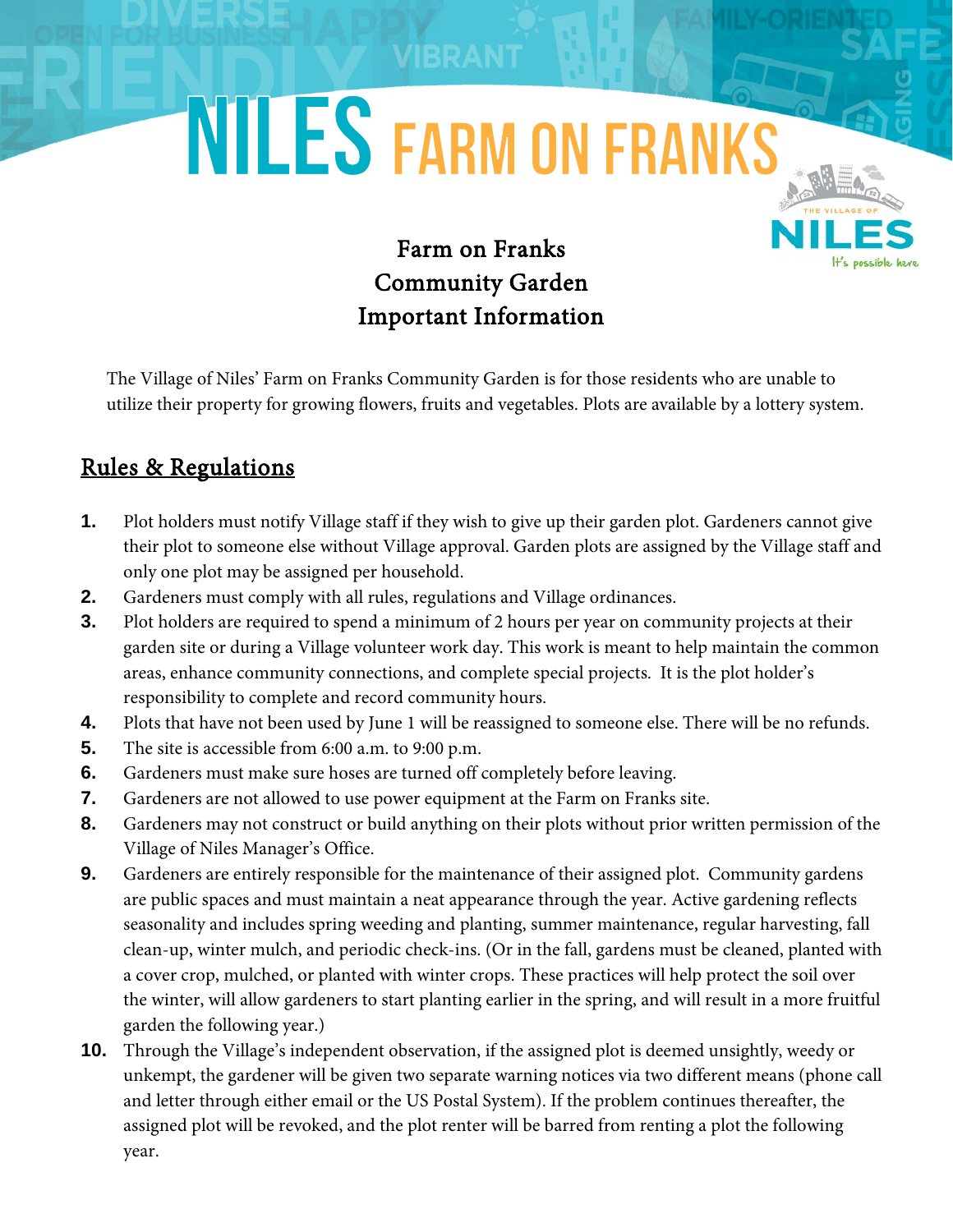# NILES FARM ON FRANKS

## Farm on Franks Community Garden Important Information

The Village of Niles' Farm on Franks Community Garden is for those residents who are unable to utilize their property for growing flowers, fruits and vegetables. Plots are available by a lottery system.

## Rules & Regulations

1. Plot holders must notify Village staff if they wish to give up their garden plot. Gardeners cannot give their plot to someone else without Village approval. Garden plots are assigned by the Village staff and only one plot may be assigned per household.
2. Gardeners must comply with all rules, regulations and Village ordinances.
3. Plot holders are required to spend a minimum of 2 hours per year on community projects at their garden site or during a Village volunteer work day. This work is meant to help maintain the common areas, enhance community connections, and complete special projects. It is the plot holder's responsibility to complete and record community hours.
4. Plots that have not been used by June 1 will be reassigned to someone else. There will be no refunds.
5. The site is accessible from 6:00 a.m. to 9:00 p.m.
6. Gardeners must make sure hoses are turned off completely before leaving.
7. Gardeners are not allowed to use power equipment at the Farm on Franks site.
8. Gardeners may not construct or build anything on their plots without prior written permission of the Village of Niles Manager's Office.
9. Gardeners are entirely responsible for the maintenance of their assigned plot. Community gardens are public spaces and must maintain a neat appearance through the year. Active gardening reflects seasonality and includes spring weeding and planting, summer maintenance, regular harvesting, fall clean-up, winter mulch, and periodic check-ins. (Or in the fall, gardens must be cleaned, planted with a cover crop, mulched, or planted with winter crops. These practices will help protect the soil over the winter, will allow gardeners to start planting earlier in the spring, and will result in a more fruitful garden the following year.)
10. Through the Village's independent observation, if the assigned plot is deemed unsightly, weedy or unkempt, the gardener will be given two separate warning notices via two different means (phone call and letter through either email or the US Postal System). If the problem continues thereafter, the assigned plot will be revoked, and the plot renter will be barred from renting a plot the following year.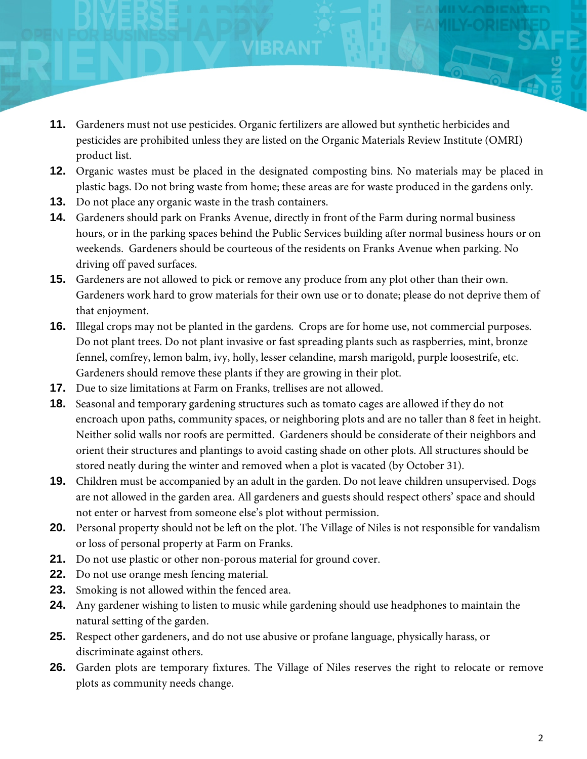11. Gardeners must not use pesticides. Organic fertilizers are allowed but synthetic herbicides and pesticides are prohibited unless they are listed on the Organic Materials Review Institute (OMRI) product list.
12. Organic wastes must be placed in the designated composting bins. No materials may be placed in plastic bags. Do not bring waste from home; these areas are for waste produced in the gardens only.
13. Do not place any organic waste in the trash containers.
14. Gardeners should park on Franks Avenue, directly in front of the Farm during normal business hours, or in the parking spaces behind the Public Services building after normal business hours or on weekends. Gardeners should be courteous of the residents on Franks Avenue when parking. No driving off paved surfaces.
15. Gardeners are not allowed to pick or remove any produce from any plot other than their own. Gardeners work hard to grow materials for their own use or to donate; please do not deprive them of that enjoyment.
16. Illegal crops may not be planted in the gardens. Crops are for home use, not commercial purposes. Do not plant trees. Do not plant invasive or fast spreading plants such as raspberries, mint, bronze fennel, comfrey, lemon balm, ivy, holly, lesser celandine, marsh marigold, purple loosestrife, etc. Gardeners should remove these plants if they are growing in their plot.
17. Due to size limitations at Farm on Franks, trellises are not allowed.
18. Seasonal and temporary gardening structures such as tomato cages are allowed if they do not encroach upon paths, community spaces, or neighboring plots and are no taller than 8 feet in height. Neither solid walls nor roofs are permitted. Gardeners should be considerate of their neighbors and orient their structures and plantings to avoid casting shade on other plots. All structures should be stored neatly during the winter and removed when a plot is vacated (by October 31).
19. Children must be accompanied by an adult in the garden. Do not leave children unsupervised. Dogs are not allowed in the garden area. All gardeners and guests should respect others' space and should not enter or harvest from someone else's plot without permission.
20. Personal property should not be left on the plot. The Village of Niles is not responsible for vandalism or loss of personal property at Farm on Franks.
21. Do not use plastic or other non-porous material for ground cover.
22. Do not use orange mesh fencing material.
23. Smoking is not allowed within the fenced area.
24. Any gardener wishing to listen to music while gardening should use headphones to maintain the natural setting of the garden.
25. Respect other gardeners, and do not use abusive or profane language, physically harass, or discriminate against others.
26. Garden plots are temporary fixtures. The Village of Niles reserves the right to relocate or remove plots as community needs change.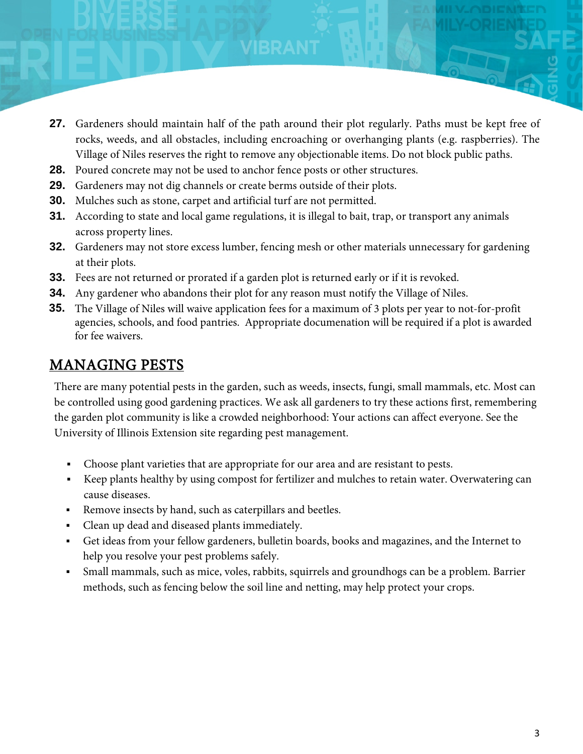27. Gardeners should maintain half of the path around their plot regularly. Paths must be kept free of rocks, weeds, and all obstacles, including encroaching or overhanging plants (e.g. raspberries). The Village of Niles reserves the right to remove any objectionable items. Do not block public paths.
28. Poured concrete may not be used to anchor fence posts or other structures.
29. Gardeners may not dig channels or create berms outside of their plots.
30. Mulches such as stone, carpet and artificial turf are not permitted.
31. According to state and local game regulations, it is illegal to bait, trap, or transport any animals across property lines.
32. Gardeners may not store excess lumber, fencing mesh or other materials unnecessary for gardening at their plots.
33. Fees are not returned or prorated if a garden plot is returned early or if it is revoked.
34. Any gardener who abandons their plot for any reason must notify the Village of Niles.
35. The Village of Niles will waive application fees for a maximum of 3 plots per year to not-for-profit agencies, schools, and food pantries. Appropriate documenation will be required if a plot is awarded for fee waivers.

## MANAGING PESTS

There are many potential pests in the garden, such as weeds, insects, fungi, small mammals, etc. Most can be controlled using good gardening practices. We ask all gardeners to try these actions first, remembering the garden plot community is like a crowded neighborhood: Your actions can affect everyone. See the University of Illinois Extension site regarding pest management.

- Choose plant varieties that are appropriate for our area and are resistant to pests.
- Keep plants healthy by using compost for fertilizer and mulches to retain water. Overwatering can cause diseases.
- Remove insects by hand, such as caterpillars and beetles.
- Clean up dead and diseased plants immediately.
- Get ideas from your fellow gardeners, bulletin boards, books and magazines, and the Internet to help you resolve your pest problems safely.
- Small mammals, such as mice, voles, rabbits, squirrels and groundhogs can be a problem. Barrier methods, such as fencing below the soil line and netting, may help protect your crops.